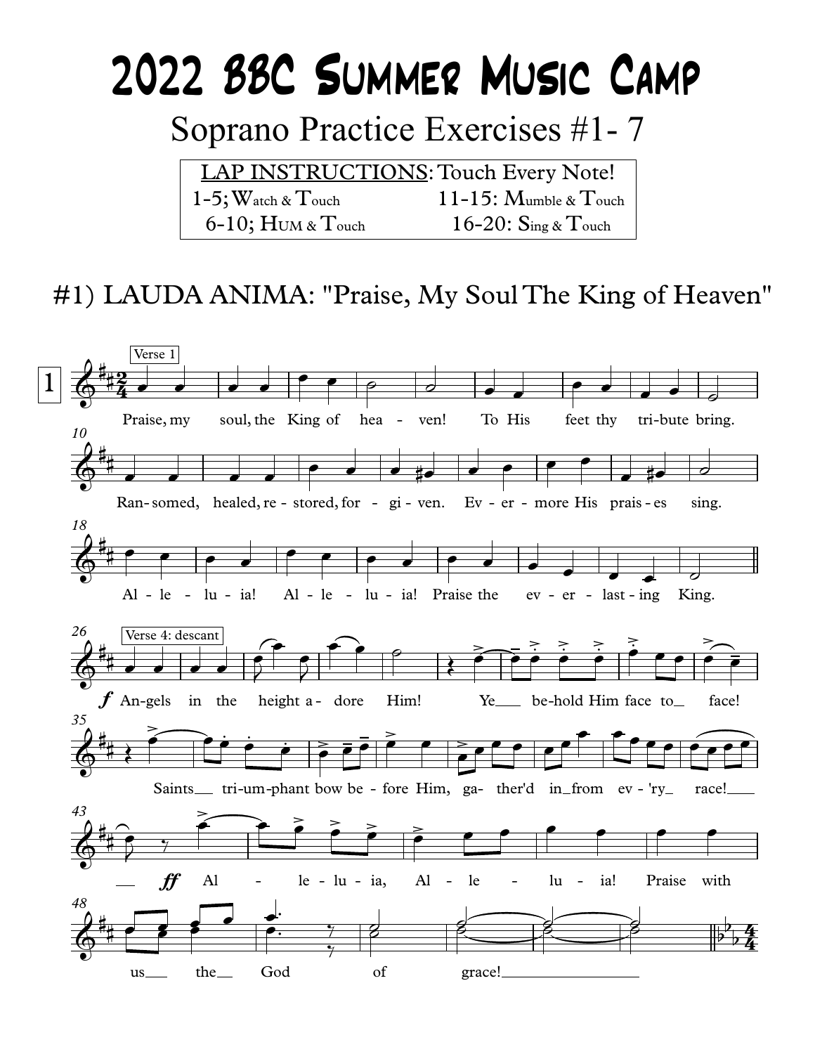# 2022 BBC Summer Music Camp

## Soprano Practice Exercises #1- 7

| LAP INSTRUCTIONS: Touch Every Note! | |
|---|---|
| 1-5; Watch & Touch | 11-15: Mumble & Touch |
| 6-10; Hum & Touch | 16-20: Sing & Touch |

## #1) LAUDA ANIMA: "Praise, My Soul The King of Heaven"

1

Verse 1

Praise, my soul, the King of hea - ven! To His feet thy tri-bute bring.

10

Ran- somed, healed, re - stored, for - gi - ven. Ev - er - more His prais - es sing.

18

Al - le - lu - ia! Al - le - lu - ia! Praise the ev - er - last - ing King.

26

Verse 4: descant

*f* An-gels in the height a- dore Him! Ye___ be-hold Him face to___ face!

35

Saints___ tri-um-phant bow be - fore Him, ga- ther'd in___from ev - 'ry___ race!___

43

___ *ff* Al - le - lu - ia, Al - le - lu - ia! Praise with

48

us___ the___ God of grace!___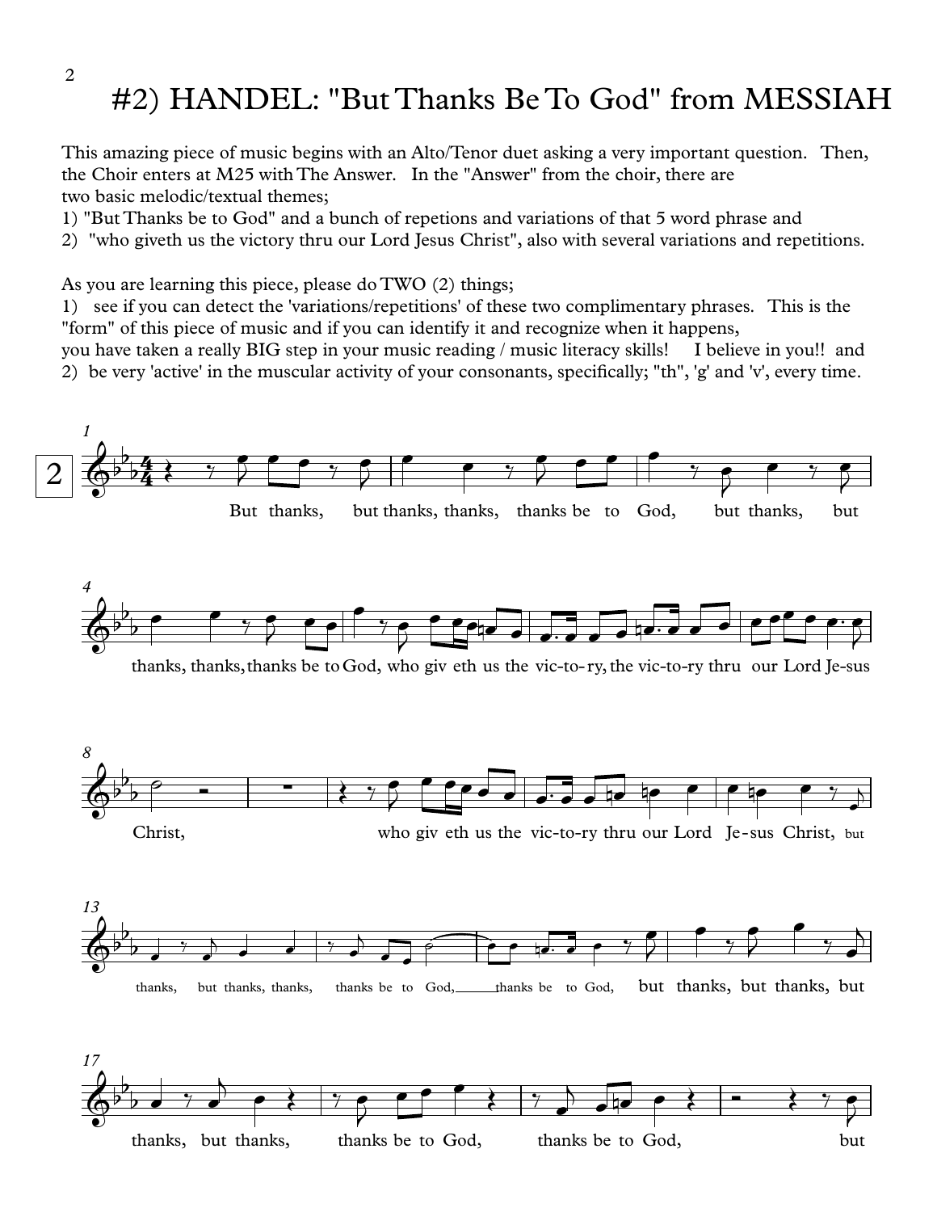# #2) HANDEL: "But Thanks Be To God" from MESSIAH

This amazing piece of music begins with an Alto/Tenor duet asking a very important question. Then, the Choir enters at M25 with The Answer. In the "Answer" from the choir, there are two basic melodic/textual themes;

1) "But Thanks be to God" and a bunch of repetions and variations of that 5 word phrase and
2) "who giveth us the victory thru our Lord Jesus Christ", also with several variations and repetitions.

As you are learning this piece, please do TWO (2) things;

1) see if you can detect the 'variations/repetitions' of these two complimentary phrases. This is the "form" of this piece of music and if you can identify it and recognize when it happens, you have taken a really BIG step in your music reading / music literacy skills! I believe in you!! and
2) be very 'active' in the muscular activity of your consonants, specifically; "th", 'g' and 'v', every time.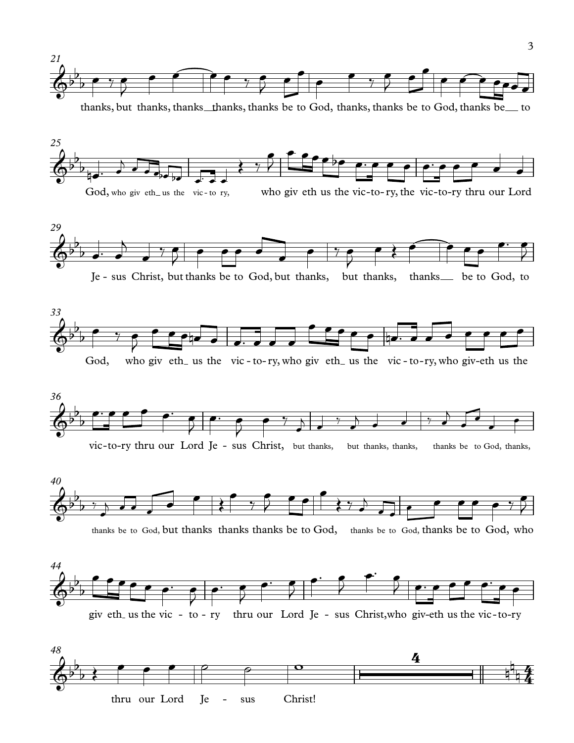21

thanks, but thanks, thanks__thanks, thanks be to God, thanks, thanks be to God, thanks be__ to

25

God, who giv eth_ us the vic - to ry, who giv eth us the vic-to-ry, the vic-to-ry thru our Lord

29

Je - sus Christ, but thanks be to God, but thanks, but thanks, thanks__ be to God, to

33

God, who giv eth_ us the vic - to-ry, who giv eth_ us the vic - to-ry, who giv-eth us the

36

vic-to-ry thru our Lord Je - sus Christ, but thanks, but thanks, thanks, thanks be to God, thanks,

40

thanks be to God, but thanks thanks thanks be to God, thanks be to God, thanks be to God, who

44

giv eth_ us the vic - to - ry thru our Lord Je - sus Christ,who giv-eth us the vic-to-ry

48

thru our Lord Je - sus Christ!

4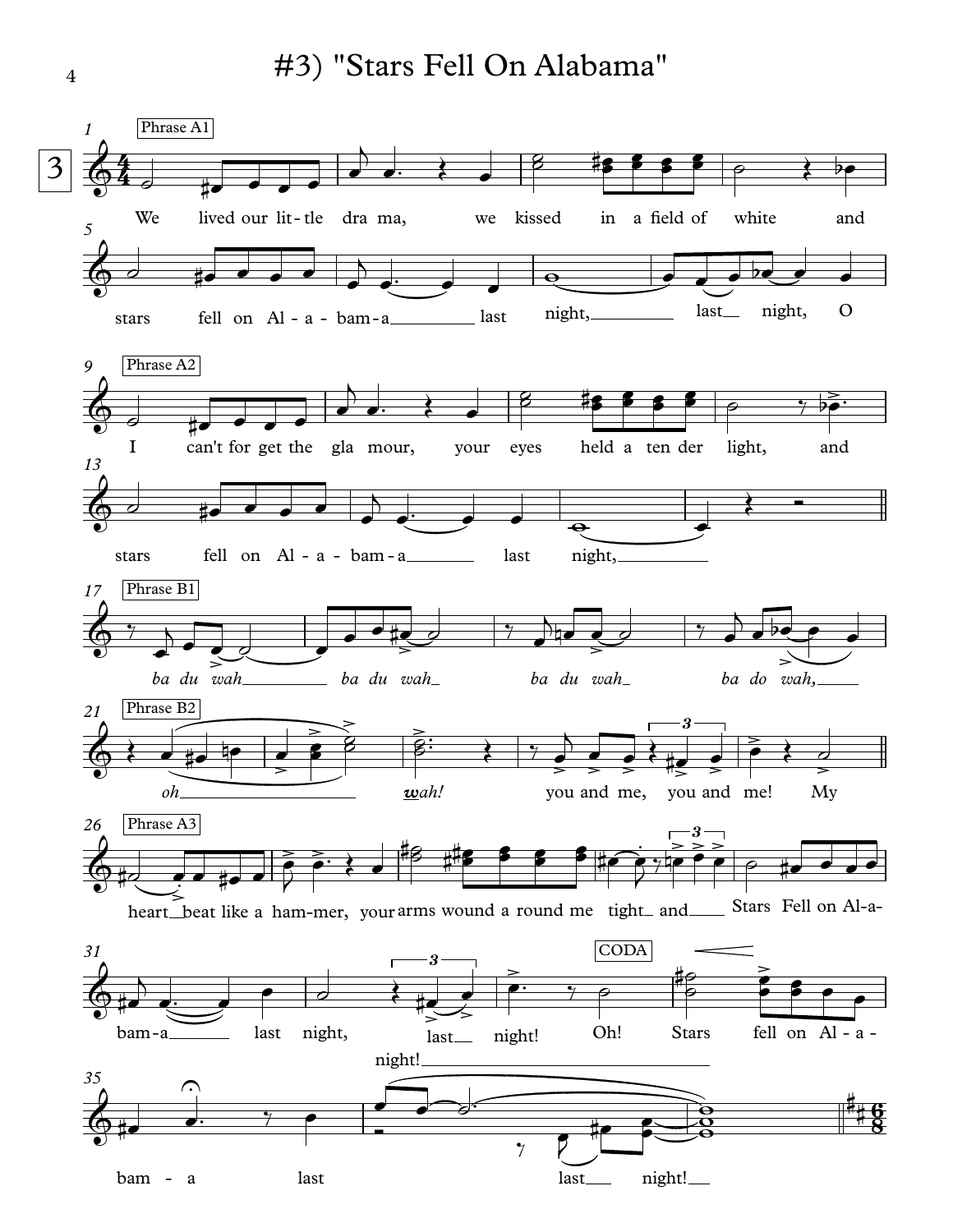# #3) "Stars Fell On Alabama"

Phrase A1

We lived our lit-tle dra ma, we kissed in a field of white and stars fell on Al-a-bam-a last night, last night, O

Phrase A2

I can't for get the gla mour, your eyes held a ten der light, and stars fell on Al-a-bam-a last night,

Phrase B1

*ba du wah ba du wah ba du wah ba do wah,*

Phrase B2

*oh* ***w****ah!* you and me, you and me! My

Phrase A3

heart beat like a ham-mer, your arms wound a round me tight and Stars Fell on Al-a-bam-a last night, last night! night! Oh!

CODA

Stars fell on Al-a-bam-a last last night!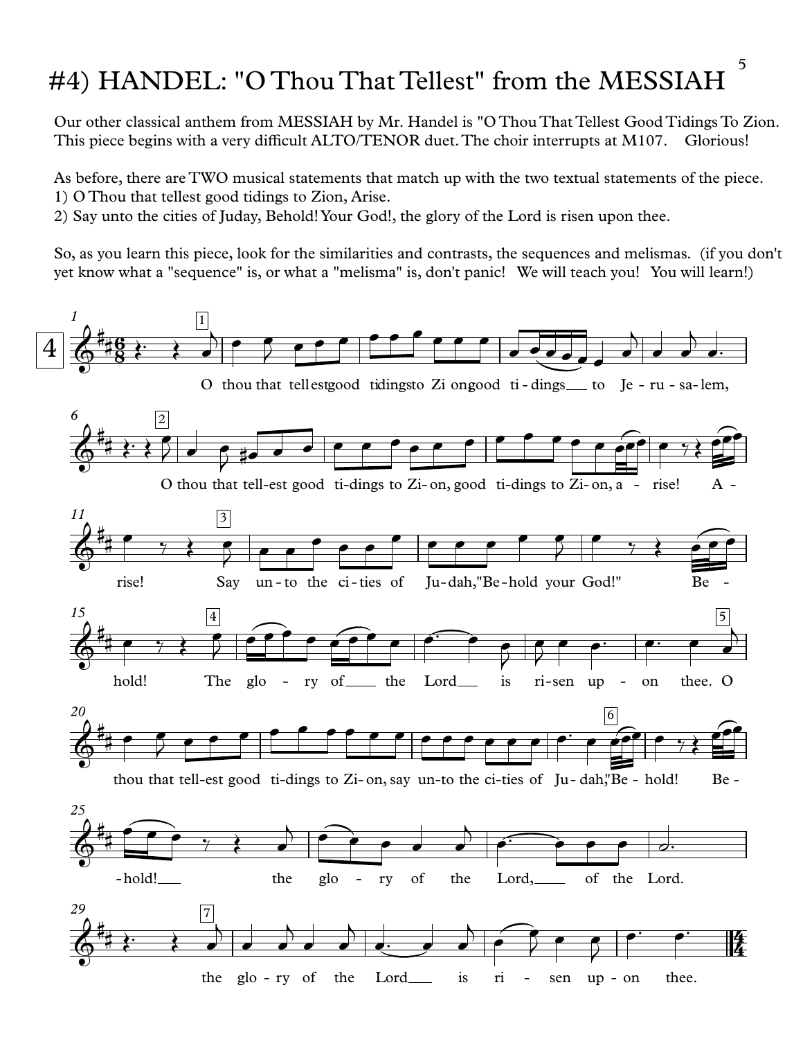# #4) HANDEL: "O Thou That Tellest" from the MESSIAH

Our other classical anthem from MESSIAH by Mr. Handel is "O Thou That Tellest Good Tidings To Zion. This piece begins with a very difficult ALTO/TENOR duet. The choir interrupts at M107.    Glorious!

As before, there are TWO musical statements that match up with the two textual statements of the piece.
1) O Thou that tellest good tidings to Zion, Arise.
2) Say unto the cities of Juday, Behold! Your God!, the glory of the Lord is risen upon thee.

So, as you learn this piece, look for the similarities and contrasts, the sequences and melismas.  (if you don't yet know what a "sequence" is, or what a "melisma" is, don't panic!   We will teach you!   You will learn!)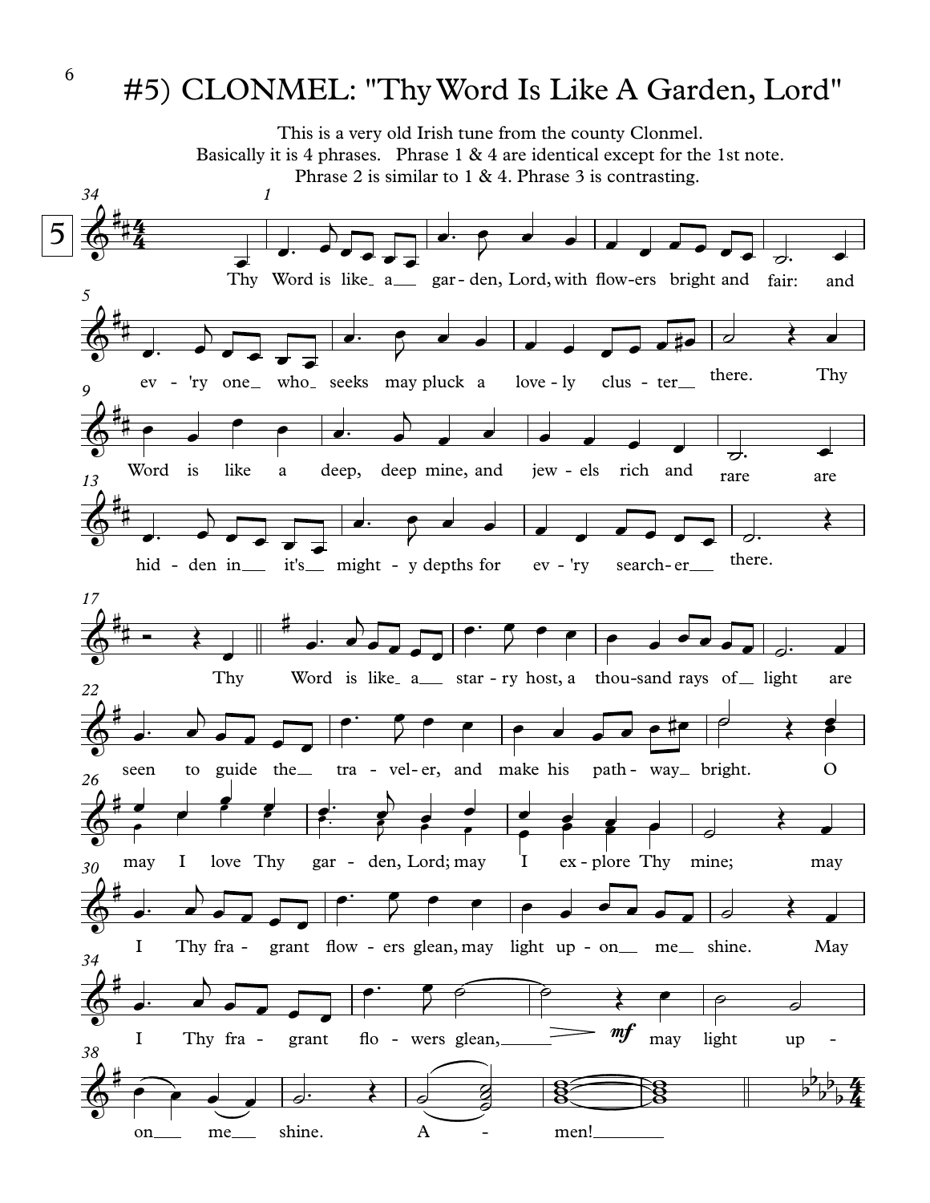# #5) CLONMEL: "Thy Word Is Like A Garden, Lord"

This is a very old Irish tune from the county Clonmel.
Basically it is 4 phrases. Phrase 1 & 4 are identical except for the 1st note.
Phrase 2 is similar to 1 & 4. Phrase 3 is contrasting.

Thy Word is like a garden, Lord, with flowers bright and fair: and ev-'ry one who seeks may pluck a lovely cluster there. Thy Word is like a deep, deep mine, and jewels rich and rare are hidden in it's mighty depths for ev-'ry searcher there.

Thy Word is like a starry host, a thousand rays of light are seen to guide the traveler, and make his pathway bright. O may I love Thy garden, Lord; may I explore Thy mine; may I Thy fragrant flowers glean, may light upon me shine. May I Thy fragrant flowers glean, may light upon me shine. Amen!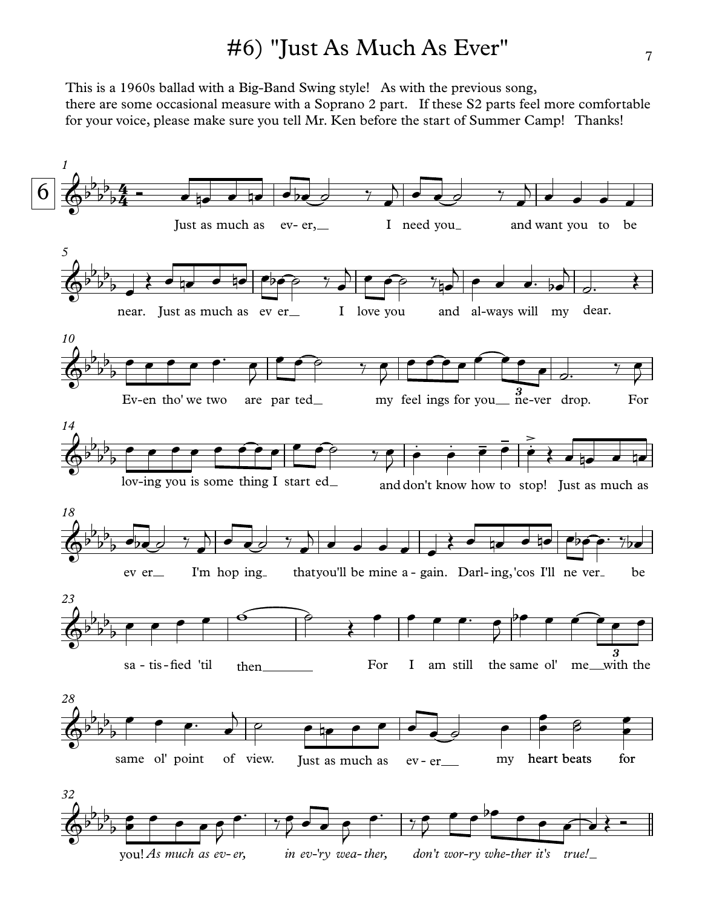# #6) "Just As Much As Ever"

This is a 1960s ballad with a Big-Band Swing style! As with the previous song, there are some occasional measure with a Soprano 2 part. If these S2 parts feel more comfortable for your voice, please make sure you tell Mr. Ken before the start of Summer Camp! Thanks!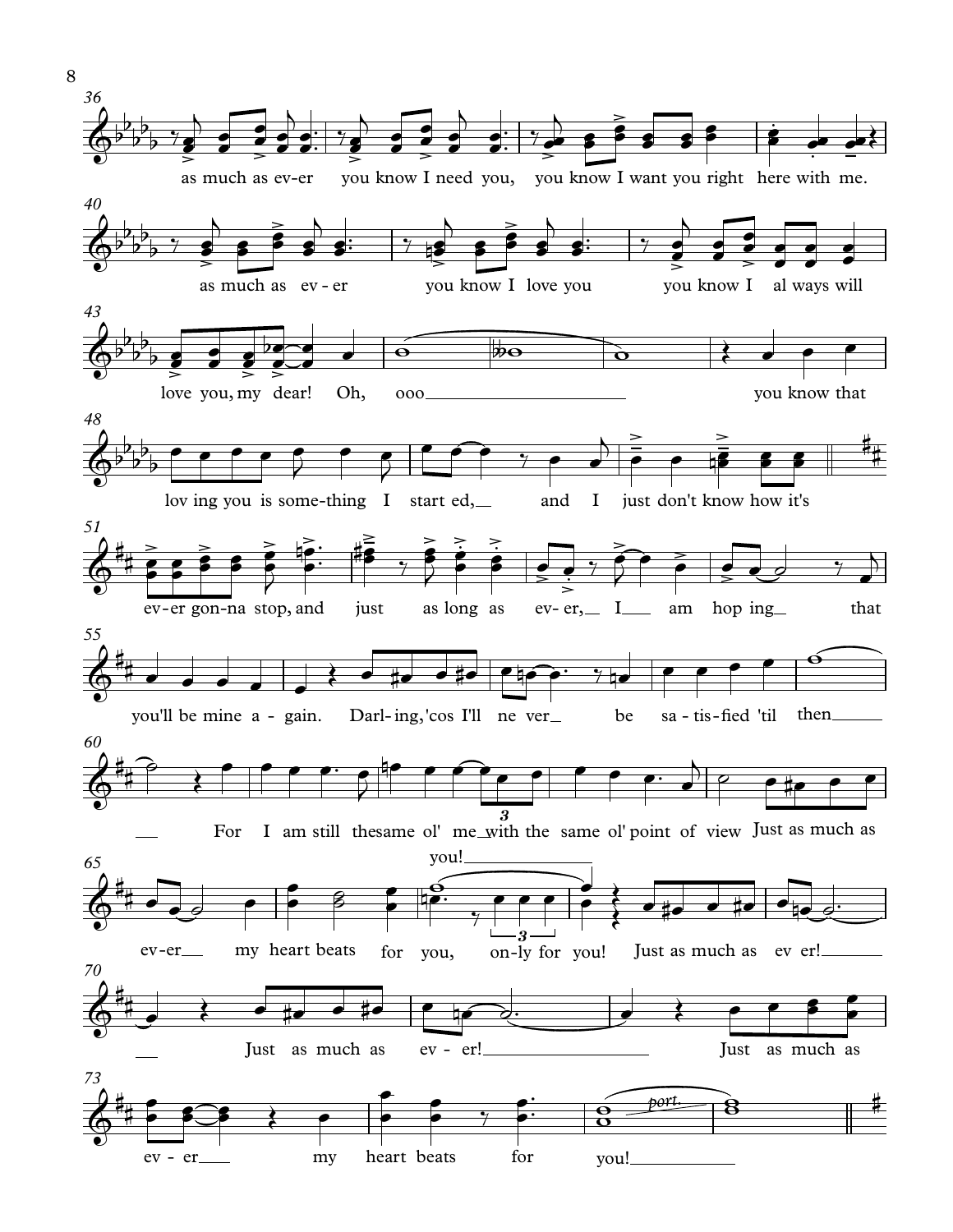36

as much as ev-er you know I need you, you know I want you right here with me.

40

as much as ev-er you know I love you you know I al ways will

43

love you, my dear! Oh, ooo you know that

48

lov ing you is some-thing I start ed, and I just don't know how it's

51

ev-er gon-na stop, and just as long as ev-er, I am hop ing that

55

you'll be mine a-gain. Darl-ing, 'cos I'll ne ver be sa-tis-fied 'til then

60

For I am still the same ol' me with the same ol' point of view Just as much as

you!

65

ev-er my heart beats for you, on-ly for you! Just as much as ev er!

70

Just as much as ev-er! Just as much as

73

ev-er my heart beats for you!

*port.*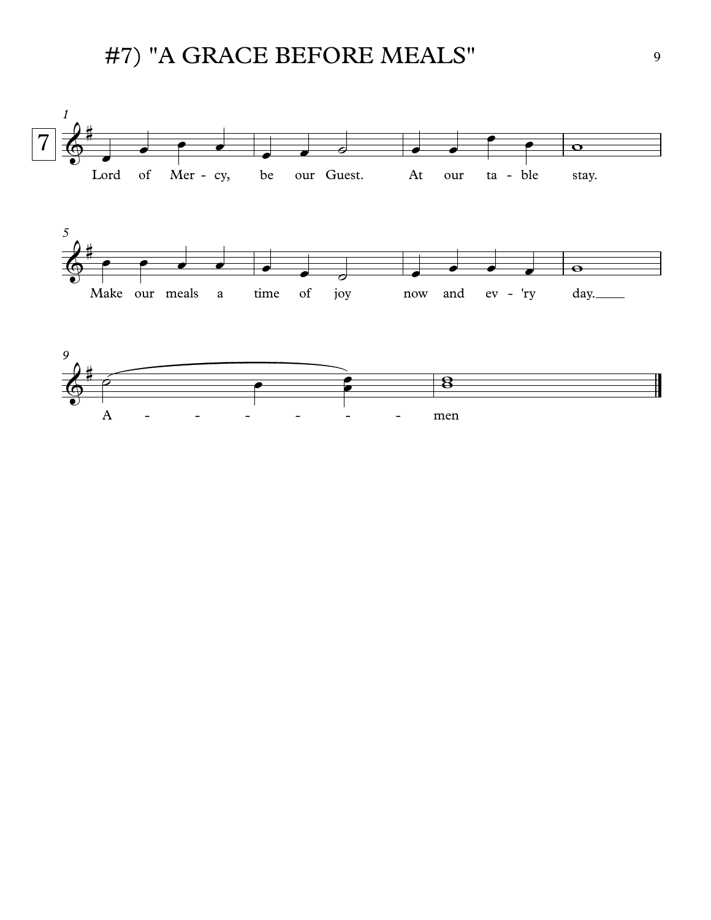# #7) "A GRACE BEFORE MEALS"

Lord of Mer - cy, be our Guest. At our ta - ble stay.

Make our meals a time of joy now and ev - 'ry day.

A - - - - - - men